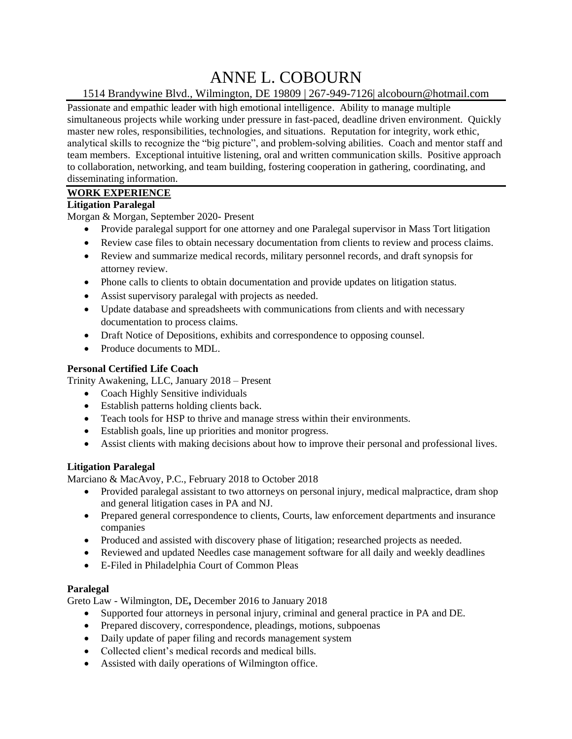# ANNE L. COBOURN

1514 Brandywine Blvd., Wilmington, DE 19809 | 267-949-7126| alcobourn@hotmail.com

Passionate and empathic leader with high emotional intelligence. Ability to manage multiple simultaneous projects while working under pressure in fast-paced, deadline driven environment. Quickly master new roles, responsibilities, technologies, and situations. Reputation for integrity, work ethic, analytical skills to recognize the "big picture", and problem-solving abilities. Coach and mentor staff and team members. Exceptional intuitive listening, oral and written communication skills. Positive approach to collaboration, networking, and team building, fostering cooperation in gathering, coordinating, and disseminating information.

## WORK EXPERIENCE

**Litigation Paralegal**

Morgan & Morgan, September 2020- Present

- Provide paralegal support for one attorney and one Paralegal supervisor in Mass Tort litigation
- Review case files to obtain necessary documentation from clients to review and process claims.
- Review and summarize medical records, military personnel records, and draft synopsis for attorney review.
- Phone calls to clients to obtain documentation and provide updates on litigation status.
- Assist supervisory paralegal with projects as needed.
- Update database and spreadsheets with communications from clients and with necessary documentation to process claims.
- Draft Notice of Depositions, exhibits and correspondence to opposing counsel.
- Produce documents to MDL.

**Personal Certified Life Coach**

Trinity Awakening, LLC, January 2018 – Present

- Coach Highly Sensitive individuals
- Establish patterns holding clients back.
- Teach tools for HSP to thrive and manage stress within their environments.
- Establish goals, line up priorities and monitor progress.
- Assist clients with making decisions about how to improve their personal and professional lives.

**Litigation Paralegal**

Marciano & MacAvoy, P.C., February 2018 to October 2018

- Provided paralegal assistant to two attorneys on personal injury, medical malpractice, dram shop and general litigation cases in PA and NJ.
- Prepared general correspondence to clients, Courts, law enforcement departments and insurance companies
- Produced and assisted with discovery phase of litigation; researched projects as needed.
- Reviewed and updated Needles case management software for all daily and weekly deadlines
- E-Filed in Philadelphia Court of Common Pleas

**Paralegal**

Greto Law - Wilmington, DE**,** December 2016 to January 2018

- Supported four attorneys in personal injury, criminal and general practice in PA and DE.
- Prepared discovery, correspondence, pleadings, motions, subpoenas
- Daily update of paper filing and records management system
- Collected client's medical records and medical bills.
- Assisted with daily operations of Wilmington office.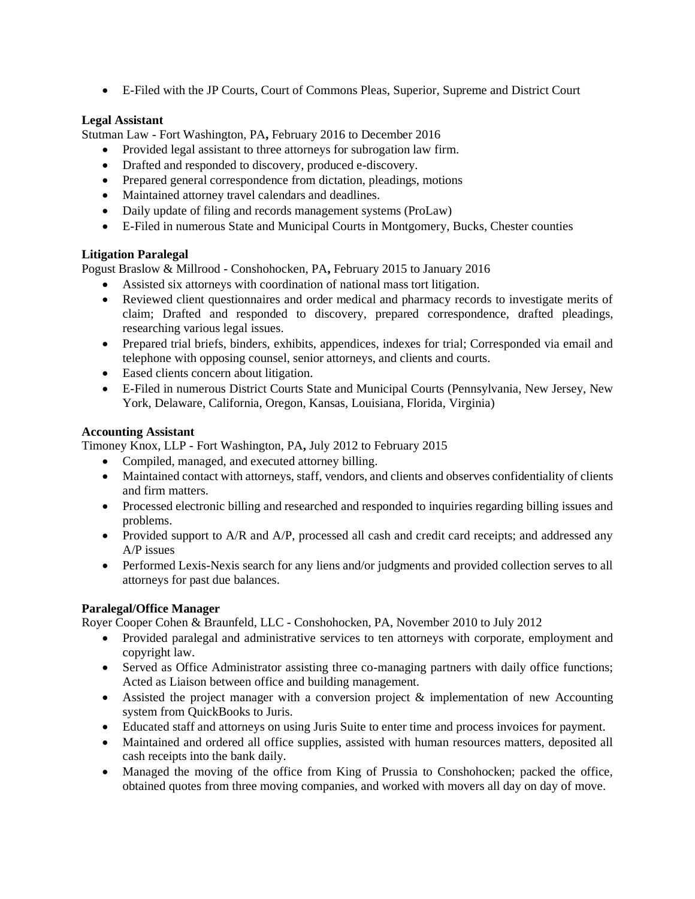- E-Filed with the JP Courts, Court of Commons Pleas, Superior, Supreme and District Court

**Legal Assistant**
Stutman Law - Fort Washington, PA**,** February 2016 to December 2016

- Provided legal assistant to three attorneys for subrogation law firm.
- Drafted and responded to discovery, produced e-discovery.
- Prepared general correspondence from dictation, pleadings, motions
- Maintained attorney travel calendars and deadlines.
- Daily update of filing and records management systems (ProLaw)
- E-Filed in numerous State and Municipal Courts in Montgomery, Bucks, Chester counties

**Litigation Paralegal**
Pogust Braslow & Millrood - Conshohocken, PA**,** February 2015 to January 2016

- Assisted six attorneys with coordination of national mass tort litigation.
- Reviewed client questionnaires and order medical and pharmacy records to investigate merits of claim; Drafted and responded to discovery, prepared correspondence, drafted pleadings, researching various legal issues.
- Prepared trial briefs, binders, exhibits, appendices, indexes for trial; Corresponded via email and telephone with opposing counsel, senior attorneys, and clients and courts.
- Eased clients concern about litigation.
- E-Filed in numerous District Courts State and Municipal Courts (Pennsylvania, New Jersey, New York, Delaware, California, Oregon, Kansas, Louisiana, Florida, Virginia)

**Accounting Assistant**
Timoney Knox, LLP - Fort Washington, PA**,** July 2012 to February 2015

- Compiled, managed, and executed attorney billing.
- Maintained contact with attorneys, staff, vendors, and clients and observes confidentiality of clients and firm matters.
- Processed electronic billing and researched and responded to inquiries regarding billing issues and problems.
- Provided support to A/R and A/P, processed all cash and credit card receipts; and addressed any A/P issues
- Performed Lexis-Nexis search for any liens and/or judgments and provided collection serves to all attorneys for past due balances.

**Paralegal/Office Manager**
Royer Cooper Cohen & Braunfeld, LLC - Conshohocken, PA, November 2010 to July 2012

- Provided paralegal and administrative services to ten attorneys with corporate, employment and copyright law.
- Served as Office Administrator assisting three co-managing partners with daily office functions; Acted as Liaison between office and building management.
- Assisted the project manager with a conversion project & implementation of new Accounting system from QuickBooks to Juris.
- Educated staff and attorneys on using Juris Suite to enter time and process invoices for payment.
- Maintained and ordered all office supplies, assisted with human resources matters, deposited all cash receipts into the bank daily.
- Managed the moving of the office from King of Prussia to Conshohocken; packed the office, obtained quotes from three moving companies, and worked with movers all day on day of move.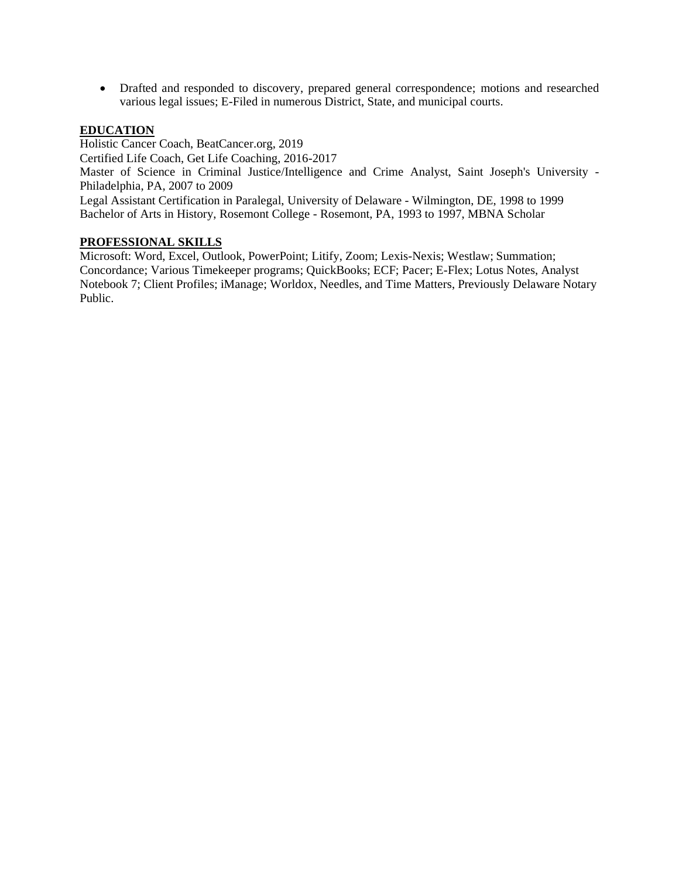- Drafted and responded to discovery, prepared general correspondence; motions and researched various legal issues; E-Filed in numerous District, State, and municipal courts.

## EDUCATION

Holistic Cancer Coach, BeatCancer.org, 2019
Certified Life Coach, Get Life Coaching, 2016-2017
Master of Science in Criminal Justice/Intelligence and Crime Analyst, Saint Joseph's University - Philadelphia, PA, 2007 to 2009
Legal Assistant Certification in Paralegal, University of Delaware - Wilmington, DE, 1998 to 1999
Bachelor of Arts in History, Rosemont College - Rosemont, PA, 1993 to 1997, MBNA Scholar

## PROFESSIONAL SKILLS

Microsoft: Word, Excel, Outlook, PowerPoint; Litify, Zoom; Lexis-Nexis; Westlaw; Summation; Concordance; Various Timekeeper programs; QuickBooks; ECF; Pacer; E-Flex; Lotus Notes, Analyst Notebook 7; Client Profiles; iManage; Worldox, Needles, and Time Matters, Previously Delaware Notary Public.